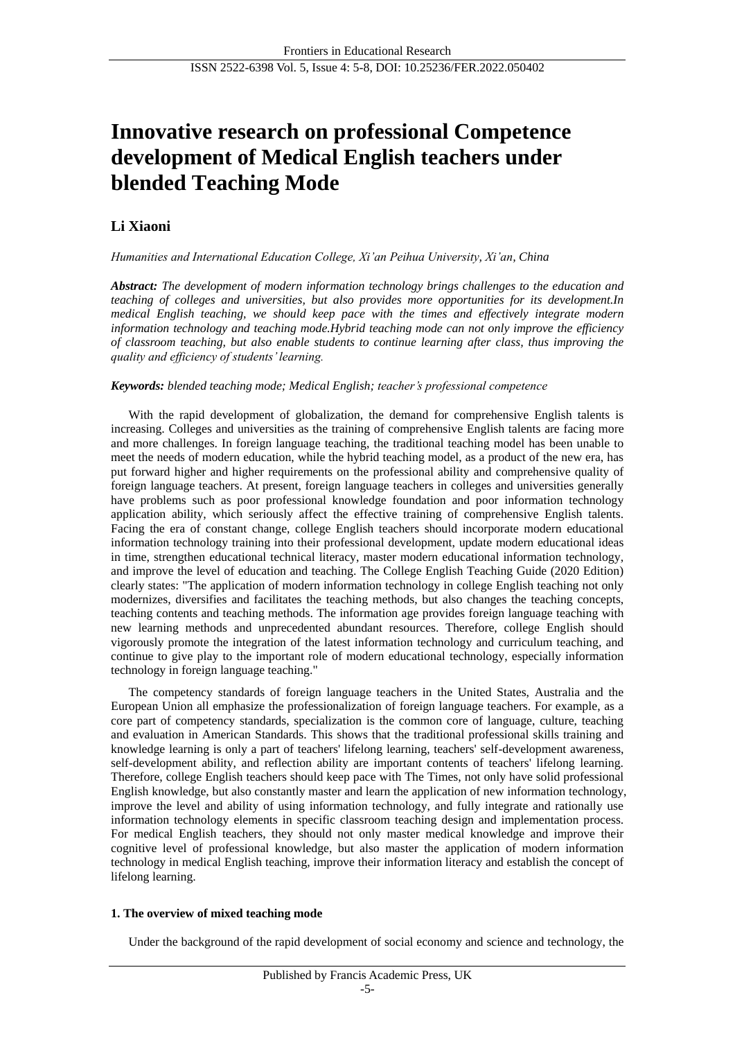# Innovative research on professional Competence development of Medical English teachers under blended Teaching Mode

**Li Xiaoni**

*Humanities and International Education College, Xi'an Peihua University, Xi'an, China*

***Abstract:*** *The development of modern information technology brings challenges to the education and teaching of colleges and universities, but also provides more opportunities for its development.In medical English teaching, we should keep pace with the times and effectively integrate modern information technology and teaching mode.Hybrid teaching mode can not only improve the efficiency of classroom teaching, but also enable students to continue learning after class, thus improving the quality and efficiency of students' learning.*

***Keywords:*** *blended teaching mode; Medical English; teacher's professional competence*

With the rapid development of globalization, the demand for comprehensive English talents is increasing. Colleges and universities as the training of comprehensive English talents are facing more and more challenges. In foreign language teaching, the traditional teaching model has been unable to meet the needs of modern education, while the hybrid teaching model, as a product of the new era, has put forward higher and higher requirements on the professional ability and comprehensive quality of foreign language teachers. At present, foreign language teachers in colleges and universities generally have problems such as poor professional knowledge foundation and poor information technology application ability, which seriously affect the effective training of comprehensive English talents. Facing the era of constant change, college English teachers should incorporate modern educational information technology training into their professional development, update modern educational ideas in time, strengthen educational technical literacy, master modern educational information technology, and improve the level of education and teaching. The College English Teaching Guide (2020 Edition) clearly states: "The application of modern information technology in college English teaching not only modernizes, diversifies and facilitates the teaching methods, but also changes the teaching concepts, teaching contents and teaching methods. The information age provides foreign language teaching with new learning methods and unprecedented abundant resources. Therefore, college English should vigorously promote the integration of the latest information technology and curriculum teaching, and continue to give play to the important role of modern educational technology, especially information technology in foreign language teaching."

The competency standards of foreign language teachers in the United States, Australia and the European Union all emphasize the professionalization of foreign language teachers. For example, as a core part of competency standards, specialization is the common core of language, culture, teaching and evaluation in American Standards. This shows that the traditional professional skills training and knowledge learning is only a part of teachers' lifelong learning, teachers' self-development awareness, self-development ability, and reflection ability are important contents of teachers' lifelong learning. Therefore, college English teachers should keep pace with The Times, not only have solid professional English knowledge, but also constantly master and learn the application of new information technology, improve the level and ability of using information technology, and fully integrate and rationally use information technology elements in specific classroom teaching design and implementation process. For medical English teachers, they should not only master medical knowledge and improve their cognitive level of professional knowledge, but also master the application of modern information technology in medical English teaching, improve their information literacy and establish the concept of lifelong learning.

## 1. The overview of mixed teaching mode

Under the background of the rapid development of social economy and science and technology, the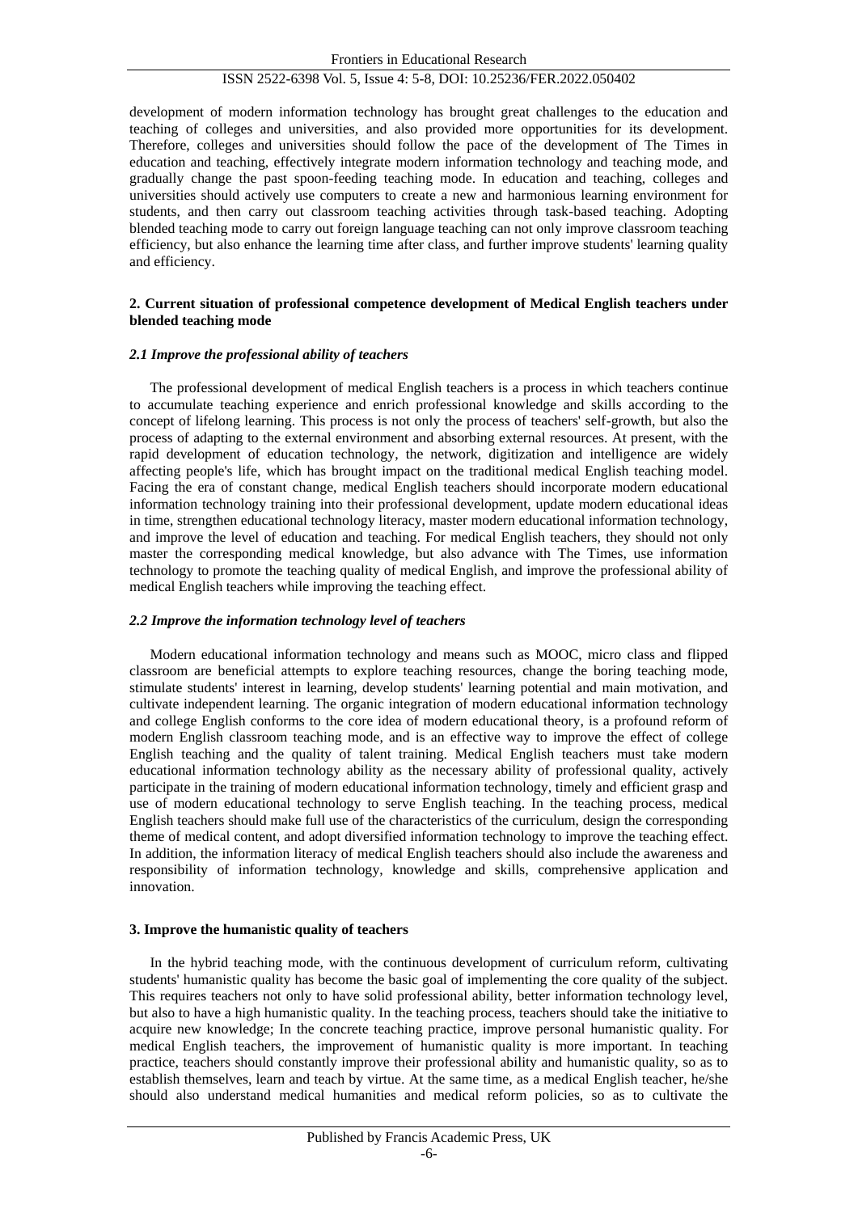development of modern information technology has brought great challenges to the education and teaching of colleges and universities, and also provided more opportunities for its development. Therefore, colleges and universities should follow the pace of the development of The Times in education and teaching, effectively integrate modern information technology and teaching mode, and gradually change the past spoon-feeding teaching mode. In education and teaching, colleges and universities should actively use computers to create a new and harmonious learning environment for students, and then carry out classroom teaching activities through task-based teaching. Adopting blended teaching mode to carry out foreign language teaching can not only improve classroom teaching efficiency, but also enhance the learning time after class, and further improve students' learning quality and efficiency.

## 2. Current situation of professional competence development of Medical English teachers under blended teaching mode

### *2.1 Improve the professional ability of teachers*

The professional development of medical English teachers is a process in which teachers continue to accumulate teaching experience and enrich professional knowledge and skills according to the concept of lifelong learning. This process is not only the process of teachers' self-growth, but also the process of adapting to the external environment and absorbing external resources. At present, with the rapid development of education technology, the network, digitization and intelligence are widely affecting people's life, which has brought impact on the traditional medical English teaching model. Facing the era of constant change, medical English teachers should incorporate modern educational information technology training into their professional development, update modern educational ideas in time, strengthen educational technology literacy, master modern educational information technology, and improve the level of education and teaching. For medical English teachers, they should not only master the corresponding medical knowledge, but also advance with The Times, use information technology to promote the teaching quality of medical English, and improve the professional ability of medical English teachers while improving the teaching effect.

### *2.2 Improve the information technology level of teachers*

Modern educational information technology and means such as MOOC, micro class and flipped classroom are beneficial attempts to explore teaching resources, change the boring teaching mode, stimulate students' interest in learning, develop students' learning potential and main motivation, and cultivate independent learning. The organic integration of modern educational information technology and college English conforms to the core idea of modern educational theory, is a profound reform of modern English classroom teaching mode, and is an effective way to improve the effect of college English teaching and the quality of talent training. Medical English teachers must take modern educational information technology ability as the necessary ability of professional quality, actively participate in the training of modern educational information technology, timely and efficient grasp and use of modern educational technology to serve English teaching. In the teaching process, medical English teachers should make full use of the characteristics of the curriculum, design the corresponding theme of medical content, and adopt diversified information technology to improve the teaching effect. In addition, the information literacy of medical English teachers should also include the awareness and responsibility of information technology, knowledge and skills, comprehensive application and innovation.

## 3. Improve the humanistic quality of teachers

In the hybrid teaching mode, with the continuous development of curriculum reform, cultivating students' humanistic quality has become the basic goal of implementing the core quality of the subject. This requires teachers not only to have solid professional ability, better information technology level, but also to have a high humanistic quality. In the teaching process, teachers should take the initiative to acquire new knowledge; In the concrete teaching practice, improve personal humanistic quality. For medical English teachers, the improvement of humanistic quality is more important. In teaching practice, teachers should constantly improve their professional ability and humanistic quality, so as to establish themselves, learn and teach by virtue. At the same time, as a medical English teacher, he/she should also understand medical humanities and medical reform policies, so as to cultivate the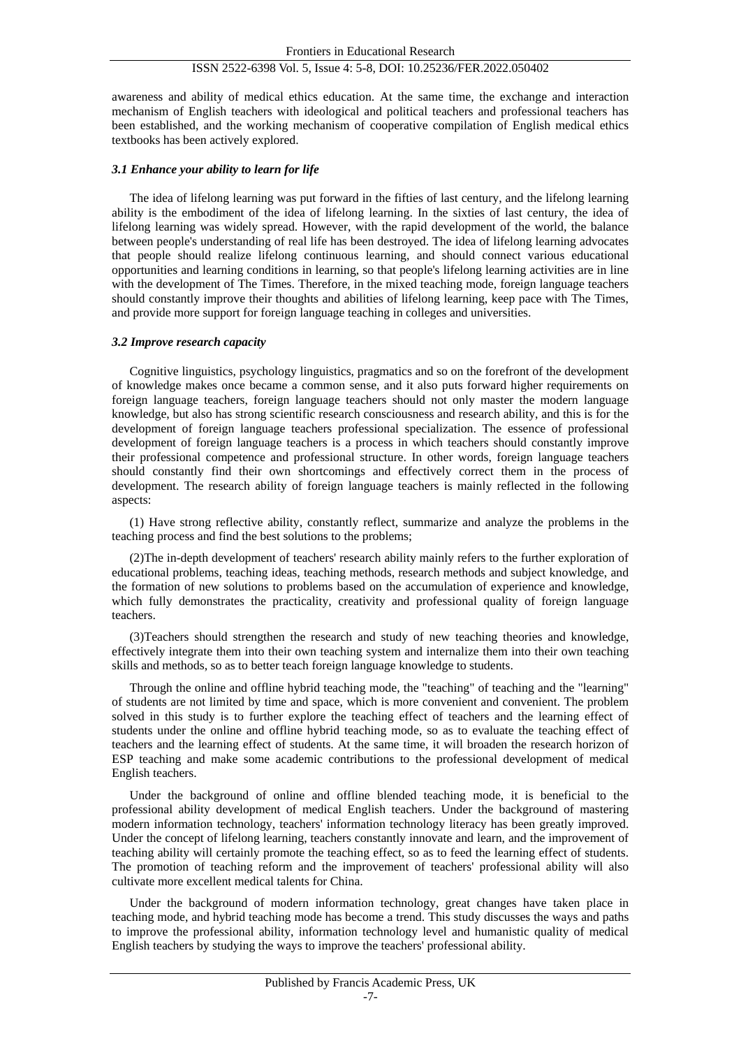awareness and ability of medical ethics education. At the same time, the exchange and interaction mechanism of English teachers with ideological and political teachers and professional teachers has been established, and the working mechanism of cooperative compilation of English medical ethics textbooks has been actively explored.

### *3.1 Enhance your ability to learn for life*

The idea of lifelong learning was put forward in the fifties of last century, and the lifelong learning ability is the embodiment of the idea of lifelong learning. In the sixties of last century, the idea of lifelong learning was widely spread. However, with the rapid development of the world, the balance between people's understanding of real life has been destroyed. The idea of lifelong learning advocates that people should realize lifelong continuous learning, and should connect various educational opportunities and learning conditions in learning, so that people's lifelong learning activities are in line with the development of The Times. Therefore, in the mixed teaching mode, foreign language teachers should constantly improve their thoughts and abilities of lifelong learning, keep pace with The Times, and provide more support for foreign language teaching in colleges and universities.

### *3.2 Improve research capacity*

Cognitive linguistics, psychology linguistics, pragmatics and so on the forefront of the development of knowledge makes once became a common sense, and it also puts forward higher requirements on foreign language teachers, foreign language teachers should not only master the modern language knowledge, but also has strong scientific research consciousness and research ability, and this is for the development of foreign language teachers professional specialization. The essence of professional development of foreign language teachers is a process in which teachers should constantly improve their professional competence and professional structure. In other words, foreign language teachers should constantly find their own shortcomings and effectively correct them in the process of development. The research ability of foreign language teachers is mainly reflected in the following aspects:

(1) Have strong reflective ability, constantly reflect, summarize and analyze the problems in the teaching process and find the best solutions to the problems;

(2)The in-depth development of teachers' research ability mainly refers to the further exploration of educational problems, teaching ideas, teaching methods, research methods and subject knowledge, and the formation of new solutions to problems based on the accumulation of experience and knowledge, which fully demonstrates the practicality, creativity and professional quality of foreign language teachers.

(3)Teachers should strengthen the research and study of new teaching theories and knowledge, effectively integrate them into their own teaching system and internalize them into their own teaching skills and methods, so as to better teach foreign language knowledge to students.

Through the online and offline hybrid teaching mode, the "teaching" of teaching and the "learning" of students are not limited by time and space, which is more convenient and convenient. The problem solved in this study is to further explore the teaching effect of teachers and the learning effect of students under the online and offline hybrid teaching mode, so as to evaluate the teaching effect of teachers and the learning effect of students. At the same time, it will broaden the research horizon of ESP teaching and make some academic contributions to the professional development of medical English teachers.

Under the background of online and offline blended teaching mode, it is beneficial to the professional ability development of medical English teachers. Under the background of mastering modern information technology, teachers' information technology literacy has been greatly improved. Under the concept of lifelong learning, teachers constantly innovate and learn, and the improvement of teaching ability will certainly promote the teaching effect, so as to feed the learning effect of students. The promotion of teaching reform and the improvement of teachers' professional ability will also cultivate more excellent medical talents for China.

Under the background of modern information technology, great changes have taken place in teaching mode, and hybrid teaching mode has become a trend. This study discusses the ways and paths to improve the professional ability, information technology level and humanistic quality of medical English teachers by studying the ways to improve the teachers' professional ability.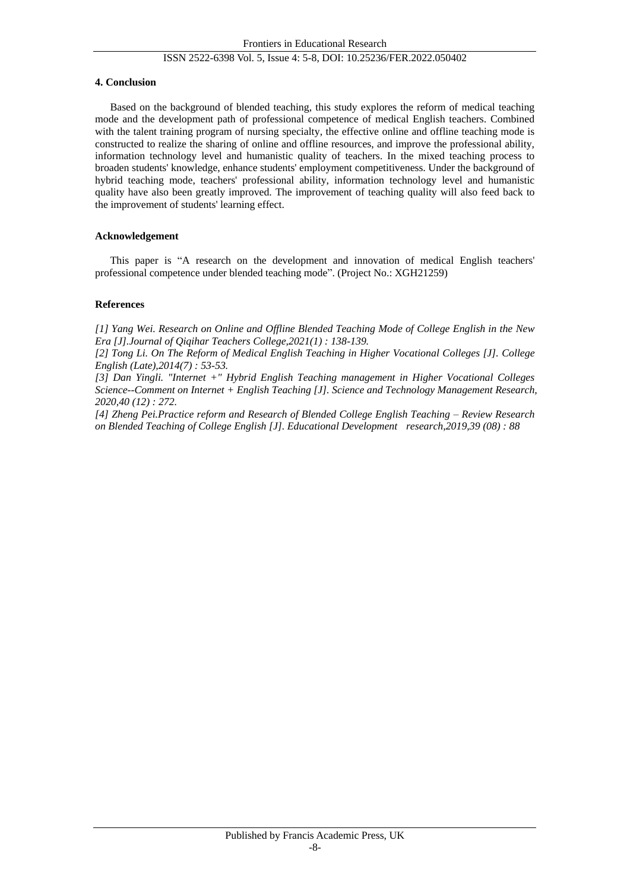## 4. Conclusion

Based on the background of blended teaching, this study explores the reform of medical teaching mode and the development path of professional competence of medical English teachers. Combined with the talent training program of nursing specialty, the effective online and offline teaching mode is constructed to realize the sharing of online and offline resources, and improve the professional ability, information technology level and humanistic quality of teachers. In the mixed teaching process to broaden students' knowledge, enhance students' employment competitiveness. Under the background of hybrid teaching mode, teachers' professional ability, information technology level and humanistic quality have also been greatly improved. The improvement of teaching quality will also feed back to the improvement of students' learning effect.

## Acknowledgement

This paper is "A research on the development and innovation of medical English teachers' professional competence under blended teaching mode". (Project No.: XGH21259)

## References

*[1] Yang Wei. Research on Online and Offline Blended Teaching Mode of College English in the New Era [J].Journal of Qiqihar Teachers College,2021(1) : 138-139.*

*[2] Tong Li. On The Reform of Medical English Teaching in Higher Vocational Colleges [J]. College English (Late),2014(7) : 53-53.*

*[3] Dan Yingli. "Internet +" Hybrid English Teaching management in Higher Vocational Colleges Science--Comment on Internet + English Teaching [J]. Science and Technology Management Research, 2020,40 (12) : 272.*

*[4] Zheng Pei.Practice reform and Research of Blended College English Teaching – Review Research on Blended Teaching of College English [J]. Educational Development research,2019,39 (08) : 88*